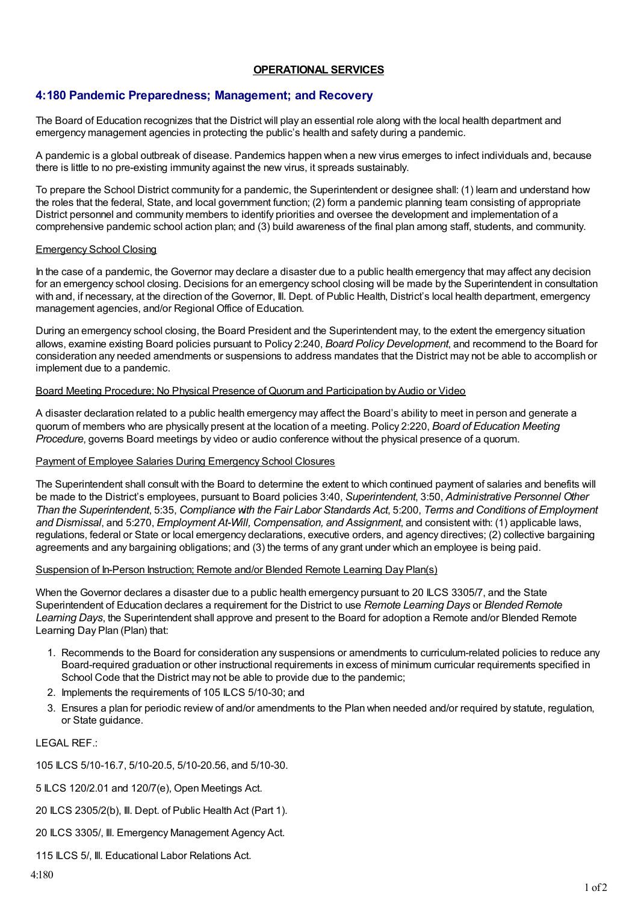**OPERATIONAL SERVICES**

## 4:180 Pandemic Preparedness; Management; and Recovery

The Board of Education recognizes that the District will play an essential role along with the local health department and emergency management agencies in protecting the public's health and safety during a pandemic.

A pandemic is a global outbreak of disease. Pandemics happen when a new virus emerges to infect individuals and, because there is little to no pre-existing immunity against the new virus, it spreads sustainably.

To prepare the School District community for a pandemic, the Superintendent or designee shall: (1) learn and understand how the roles that the federal, State, and local government function; (2) form a pandemic planning team consisting of appropriate District personnel and community members to identify priorities and oversee the development and implementation of a comprehensive pandemic school action plan; and (3) build awareness of the final plan among staff, students, and community.

Emergency School Closing

In the case of a pandemic, the Governor may declare a disaster due to a public health emergency that may affect any decision for an emergency school closing. Decisions for an emergency school closing will be made by the Superintendent in consultation with and, if necessary, at the direction of the Governor, Ill. Dept. of Public Health, District's local health department, emergency management agencies, and/or Regional Office of Education.

During an emergency school closing, the Board President and the Superintendent may, to the extent the emergency situation allows, examine existing Board policies pursuant to Policy 2:240, *Board Policy Development*, and recommend to the Board for consideration any needed amendments or suspensions to address mandates that the District may not be able to accomplish or implement due to a pandemic.

Board Meeting Procedure; No Physical Presence of Quorum and Participation by Audio or Video

A disaster declaration related to a public health emergency may affect the Board's ability to meet in person and generate a quorum of members who are physically present at the location of a meeting. Policy 2:220, *Board of Education Meeting Procedure*, governs Board meetings by video or audio conference without the physical presence of a quorum.

Payment of Employee Salaries During Emergency School Closures

The Superintendent shall consult with the Board to determine the extent to which continued payment of salaries and benefits will be made to the District's employees, pursuant to Board policies 3:40, *Superintendent*, 3:50, *Administrative Personnel Other Than the Superintendent*, 5:35, *Compliance with the Fair Labor Standards Act*, 5:200, *Terms and Conditions of Employment and Dismissal*, and 5:270, *Employment At-Will, Compensation, and Assignment*, and consistent with: (1) applicable laws, regulations, federal or State or local emergency declarations, executive orders, and agency directives; (2) collective bargaining agreements and any bargaining obligations; and (3) the terms of any grant under which an employee is being paid.

Suspension of In-Person Instruction; Remote and/or Blended Remote Learning Day Plan(s)

When the Governor declares a disaster due to a public health emergency pursuant to 20 ILCS 3305/7, and the State Superintendent of Education declares a requirement for the District to use *Remote Learning Days* or *Blended Remote Learning Days*, the Superintendent shall approve and present to the Board for adoption a Remote and/or Blended Remote Learning Day Plan (Plan) that:

1. Recommends to the Board for consideration any suspensions or amendments to curriculum-related policies to reduce any Board-required graduation or other instructional requirements in excess of minimum curricular requirements specified in School Code that the District may not be able to provide due to the pandemic;
2. Implements the requirements of 105 ILCS 5/10-30; and
3. Ensures a plan for periodic review of and/or amendments to the Plan when needed and/or required by statute, regulation, or State guidance.

LEGAL REF.:

105 ILCS 5/10-16.7, 5/10-20.5, 5/10-20.56, and 5/10-30.

5 ILCS 120/2.01 and 120/7(e), Open Meetings Act.

20 ILCS 2305/2(b), Ill. Dept. of Public Health Act (Part 1).

20 ILCS 3305/, Ill. Emergency Management Agency Act.

115 ILCS 5/, Ill. Educational Labor Relations Act.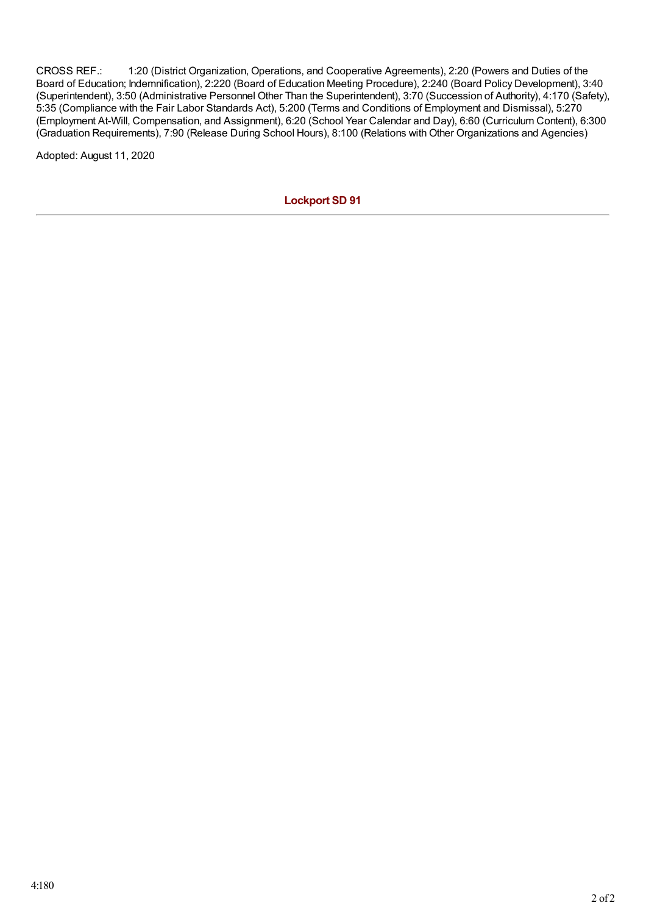CROSS REF.: 1:20 (District Organization, Operations, and Cooperative Agreements), 2:20 (Powers and Duties of the Board of Education; Indemnification), 2:220 (Board of Education Meeting Procedure), 2:240 (Board Policy Development), 3:40 (Superintendent), 3:50 (Administrative Personnel Other Than the Superintendent), 3:70 (Succession of Authority), 4:170 (Safety), 5:35 (Compliance with the Fair Labor Standards Act), 5:200 (Terms and Conditions of Employment and Dismissal), 5:270 (Employment At-Will, Compensation, and Assignment), 6:20 (School Year Calendar and Day), 6:60 (Curriculum Content), 6:300 (Graduation Requirements), 7:90 (Release During School Hours), 8:100 (Relations with Other Organizations and Agencies)

Adopted: August 11, 2020

**Lockport SD 91**